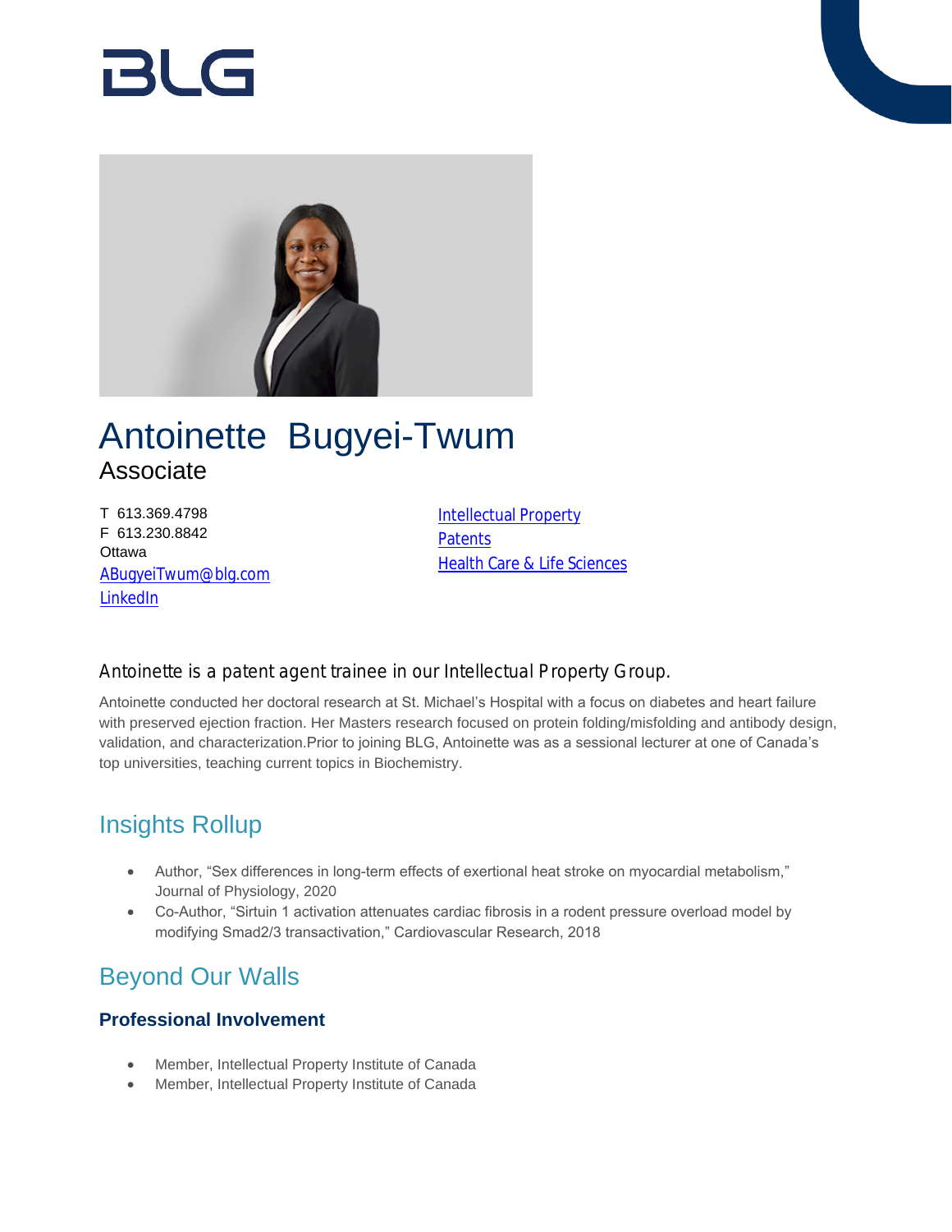BLG

# Antoinette  Bugyei-Twum

Associate

T 613.369.4798
F 613.230.8842
Ottawa
ABugyeiTwum@blg.com
LinkedIn

Intellectual Property
Patents
Health Care & Life Sciences

### Antoinette is a patent agent trainee in our Intellectual Property Group.

Antoinette conducted her doctoral research at St. Michael's Hospital with a focus on diabetes and heart failure with preserved ejection fraction. Her Masters research focused on protein folding/misfolding and antibody design, validation, and characterization.Prior to joining BLG, Antoinette was as a sessional lecturer at one of Canada's top universities, teaching current topics in Biochemistry.

## Insights Rollup

- Author, "Sex differences in long-term effects of exertional heat stroke on myocardial metabolism," Journal of Physiology, 2020
- Co-Author, "Sirtuin 1 activation attenuates cardiac fibrosis in a rodent pressure overload model by modifying Smad2/3 transactivation," Cardiovascular Research, 2018

## Beyond Our Walls

### Professional Involvement

- Member, Intellectual Property Institute of Canada
- Member, Intellectual Property Institute of Canada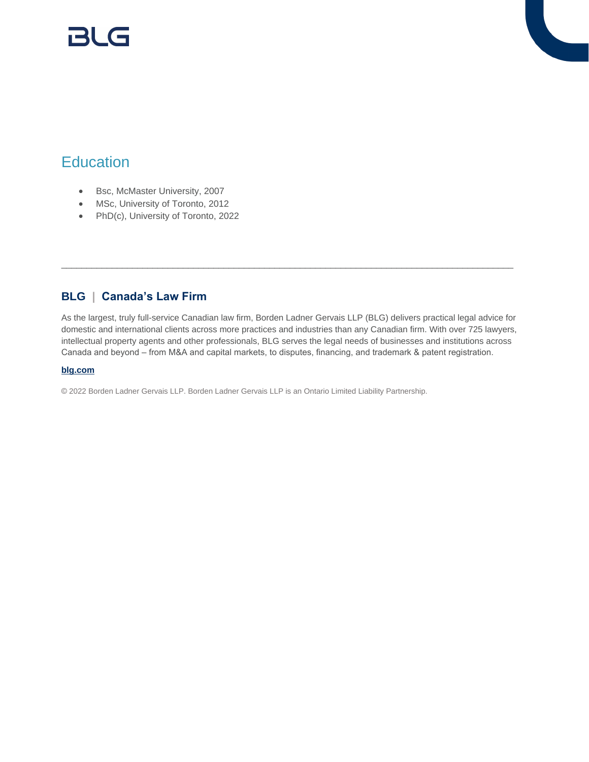## Education

- Bsc, McMaster University, 2007
- MSc, University of Toronto, 2012
- PhD(c), University of Toronto, 2022

---

### BLG | Canada's Law Firm

As the largest, truly full-service Canadian law firm, Borden Ladner Gervais LLP (BLG) delivers practical legal advice for domestic and international clients across more practices and industries than any Canadian firm. With over 725 lawyers, intellectual property agents and other professionals, BLG serves the legal needs of businesses and institutions across Canada and beyond – from M&A and capital markets, to disputes, financing, and trademark & patent registration.

**blg.com**

© 2022 Borden Ladner Gervais LLP. Borden Ladner Gervais LLP is an Ontario Limited Liability Partnership.